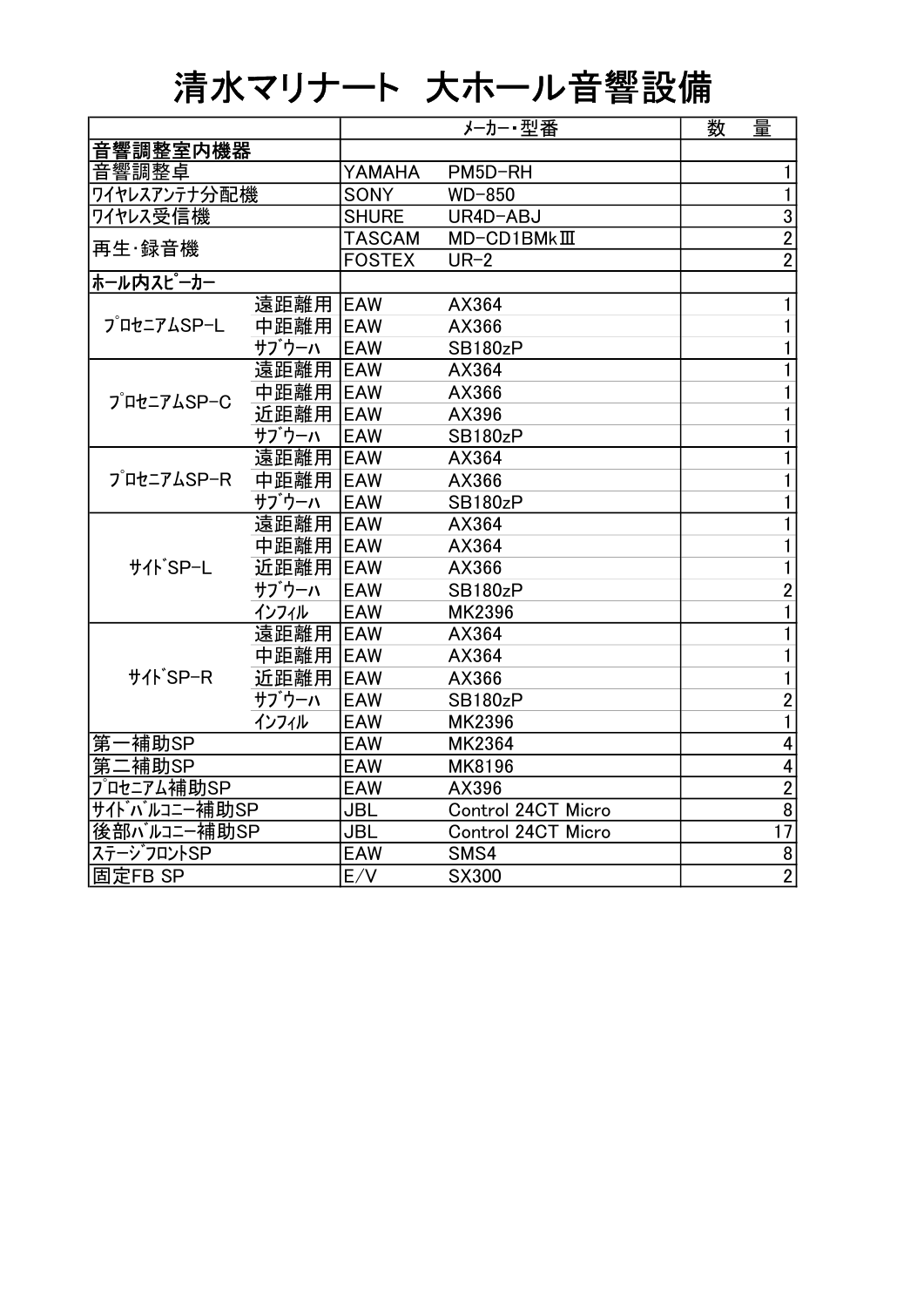# 清水マリナート 大ホール音響設備

| | | メーカー・型番 | | 数　量 |
|---|---|---|---|---|
| **音響調整室内機器** | | | | |
| 音響調整卓 | | YAMAHA | PM5D-RH | 1 |
| ﾜｲﾔﾚｽｱﾝﾃﾅ分配機 | | SONY | WD-850 | 1 |
| ﾜｲﾔﾚｽ受信機 | | SHURE | UR4D-ABJ | 3 |
| 再生・録音機 | | TASCAM | MD-CD1BMkⅢ | 2 |
| | | FOSTEX | UR-2 | 2 |
| **ﾎｰﾙ内ｽﾋﾟｰｶｰ** | | | | |
| ﾌﾟﾛｾﾆｱﾑSP-L | 遠距離用 | EAW | AX364 | 1 |
| | 中距離用 | EAW | AX366 | 1 |
| | ｻﾌﾞｳｰﾊ | EAW | SB180zP | 1 |
| ﾌﾟﾛｾﾆｱﾑSP-C | 遠距離用 | EAW | AX364 | 1 |
| | 中距離用 | EAW | AX366 | 1 |
| | 近距離用 | EAW | AX396 | 1 |
| | ｻﾌﾞｳｰﾊ | EAW | SB180zP | 1 |
| ﾌﾟﾛｾﾆｱﾑSP-R | 遠距離用 | EAW | AX364 | 1 |
| | 中距離用 | EAW | AX366 | 1 |
| | ｻﾌﾞｳｰﾊ | EAW | SB180zP | 1 |
| ｻｲﾄﾞSP-L | 遠距離用 | EAW | AX364 | 1 |
| | 中距離用 | EAW | AX364 | 1 |
| | 近距離用 | EAW | AX366 | 1 |
| | ｻﾌﾞｳｰﾊ | EAW | SB180zP | 2 |
| | ｲﾝﾌｨﾙ | EAW | MK2396 | 1 |
| ｻｲﾄﾞSP-R | 遠距離用 | EAW | AX364 | 1 |
| | 中距離用 | EAW | AX364 | 1 |
| | 近距離用 | EAW | AX366 | 1 |
| | ｻﾌﾞｳｰﾊ | EAW | SB180zP | 2 |
| | ｲﾝﾌｨﾙ | EAW | MK2396 | 1 |
| 第一補助SP | | EAW | MK2364 | 4 |
| 第二補助SP | | EAW | MK8196 | 4 |
| ﾌﾟﾛｾﾆｱﾑ補助SP | | EAW | AX396 | 2 |
| ｻｲﾄﾞﾊﾞﾙｺﾆｰ補助SP | | JBL | Control 24CT Micro | 8 |
| 後部ﾊﾞﾙｺﾆｰ補助SP | | JBL | Control 24CT Micro | 17 |
| ｽﾃｰｼﾞﾌﾛﾝﾄSP | | EAW | SMS4 | 8 |
| 固定FB SP | | E/V | SX300 | 2 |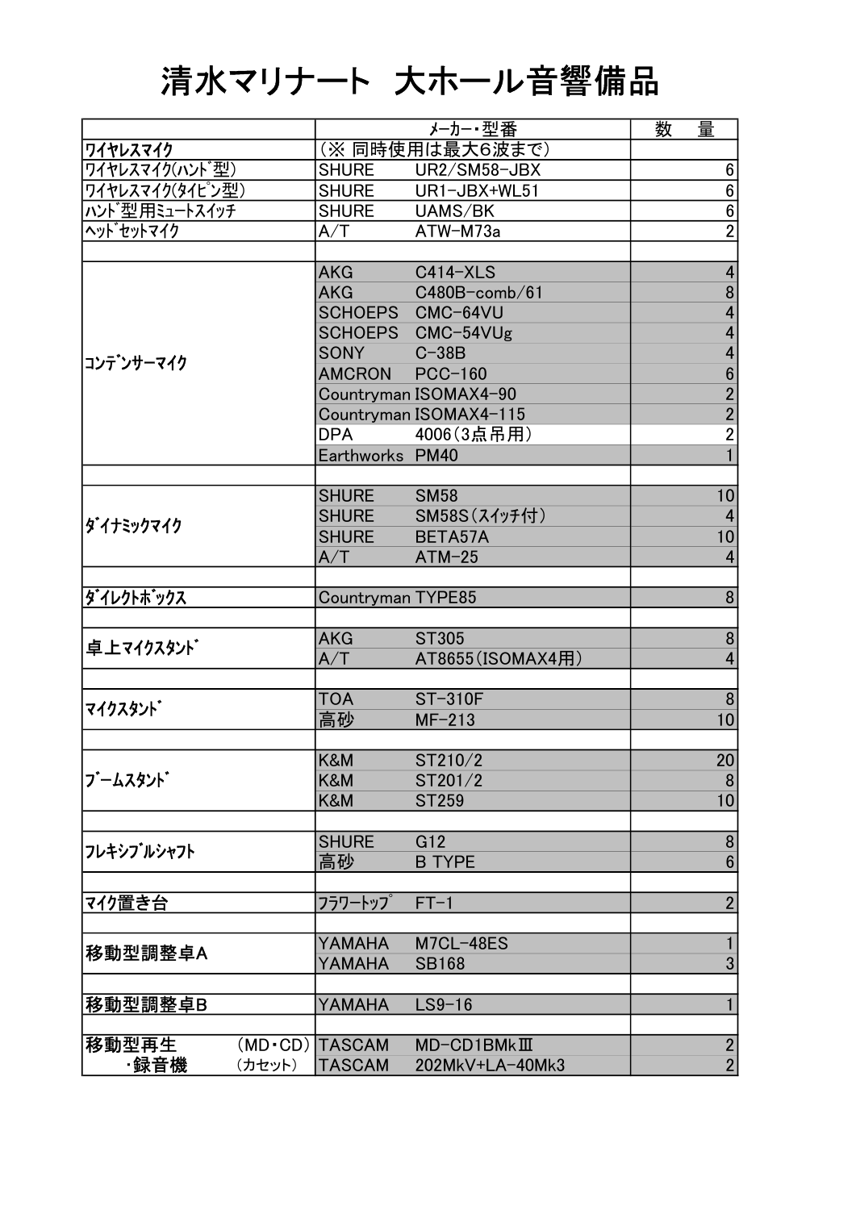# 清水マリナート 大ホール音響備品

| | メーカー・型番 | | 数　量 |
|---|---|---|---|
| ﾜｲﾔﾚｽﾏｲｸ | （※ 同時使用は最大6波まで） | | |
| ﾜｲﾔﾚｽﾏｲｸ(ﾊﾝﾄﾞ型) | SHURE | UR2/SM58-JBX | 6 |
| ﾜｲﾔﾚｽﾏｲｸ(ﾀｲﾋﾟﾝ型) | SHURE | UR1-JBX+WL51 | 6 |
| ﾊﾝﾄﾞ型用ﾐｭｰﾄｽｲｯﾁ | SHURE | UAMS/BK | 6 |
| ﾍｯﾄﾞｾｯﾄﾏｲｸ | A/T | ATW-M73a | 2 |
| | | | |
| ｺﾝﾃﾞﾝｻｰﾏｲｸ | AKG | C414-XLS | 4 |
| | AKG | C480B-comb/61 | 8 |
| | SCHOEPS | CMC-64VU | 4 |
| | SCHOEPS | CMC-54VUg | 4 |
| | SONY | C-38B | 4 |
| | AMCRON | PCC-160 | 6 |
| | Countryman | ISOMAX4-90 | 2 |
| | Countryman | ISOMAX4-115 | 2 |
| | DPA | 4006（3点吊用） | 2 |
| | Earthworks | PM40 | 1 |
| | | | |
| ﾀﾞｲﾅﾐｯｸﾏｲｸ | SHURE | SM58 | 10 |
| | SHURE | SM58S（ｽｲｯﾁ付） | 4 |
| | SHURE | BETA57A | 10 |
| | A/T | ATM-25 | 4 |
| | | | |
| ﾀﾞｲﾚｸﾄﾎﾞｯｸｽ | Countryman | TYPE85 | 8 |
| | | | |
| 卓上ﾏｲｸｽﾀﾝﾄﾞ | AKG | ST305 | 8 |
| | A/T | AT8655（ISOMAX4用） | 4 |
| | | | |
| ﾏｲｸｽﾀﾝﾄﾞ | TOA | ST-310F | 8 |
| | 高砂 | MF-213 | 10 |
| | | | |
| ﾌﾞｰﾑｽﾀﾝﾄﾞ | K&M | ST210/2 | 20 |
| | K&M | ST201/2 | 8 |
| | K&M | ST259 | 10 |
| | | | |
| ﾌﾚｷｼﾌﾞﾙｼｬﾌﾄ | SHURE | G12 | 8 |
| | 高砂 | B TYPE | 6 |
| | | | |
| ﾏｲｸ置き台 | ﾌﾗﾜｰﾄｯﾌﾟ | FT-1 | 2 |
| | | | |
| 移動型調整卓A | YAMAHA | M7CL-48ES | 1 |
| | YAMAHA | SB168 | 3 |
| | | | |
| 移動型調整卓B | YAMAHA | LS9-16 | 1 |
| | | | |
| 移動型再生（MD・CD） | TASCAM | MD-CD1BMkⅢ | 2 |
| ・録音機（ｶｾｯﾄ） | TASCAM | 202MkV+LA-40Mk3 | 2 |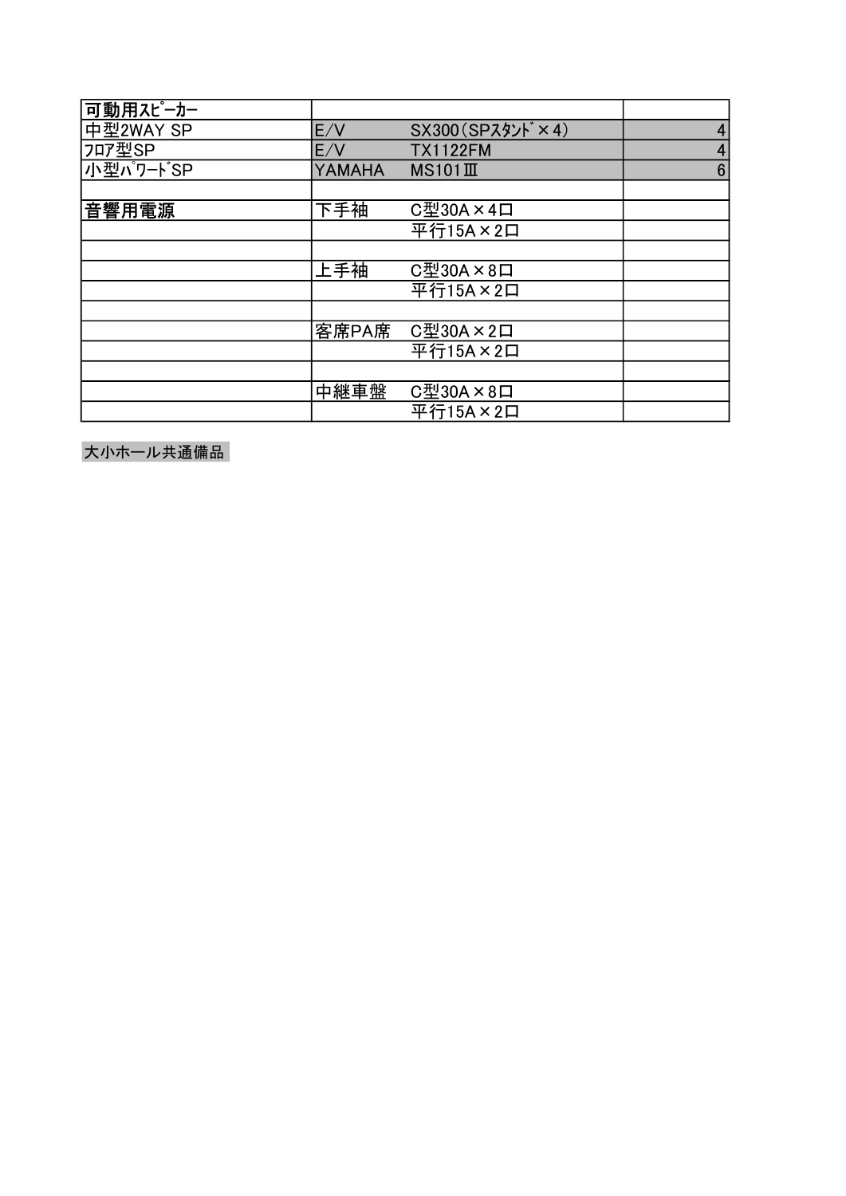| | | |
|---|---|---|
| 可動用ｽﾋﾟｰｶｰ | | |
| 中型2WAY SP | E/V　　　SX300（SPｽﾀﾝﾄﾞ×4） | 4 |
| ﾌﾛｱ型SP | E/V　　　TX1122FM | 4 |
| 小型ﾊﾟﾜｰﾄﾞSP | YAMAHA　　MS101Ⅲ | 6 |
| | | |
| 音響用電源 | 下手袖　　C型30A×4口 | |
| | 平行15A×2口 | |
| | | |
| | 上手袖　　C型30A×8口 | |
| | 平行15A×2口 | |
| | | |
| | 客席PA席　C型30A×2口 | |
| | 平行15A×2口 | |
| | | |
| | 中継車盤　C型30A×8口 | |
| | 平行15A×2口 | |

大小ホール共通備品